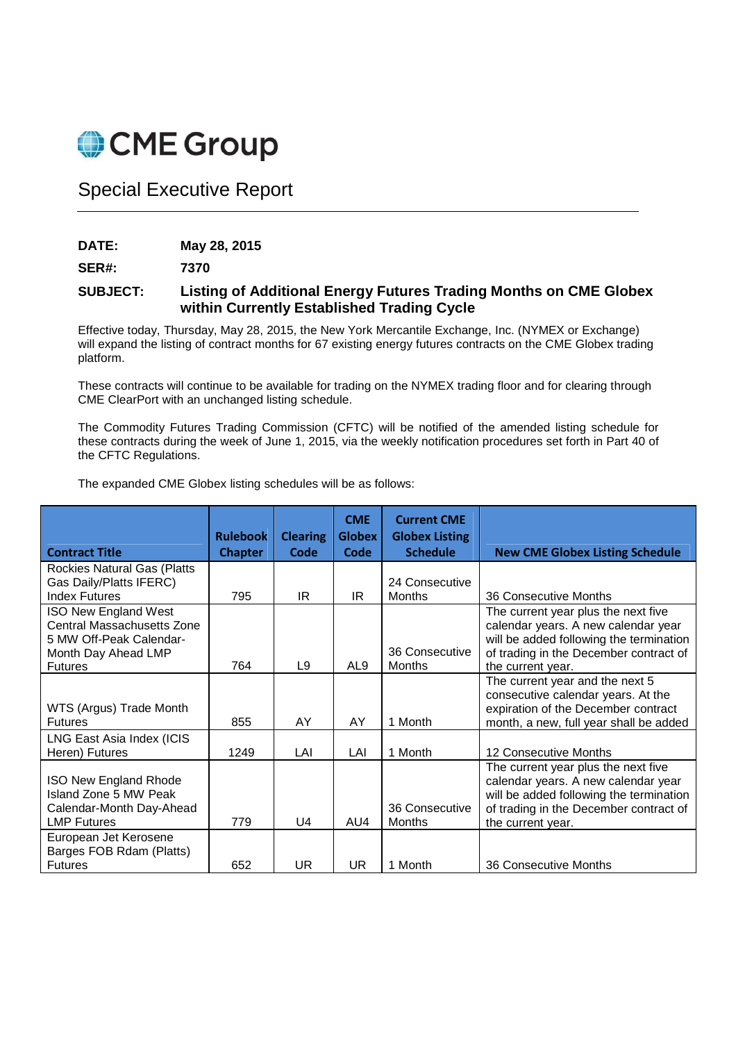# CME Group

## Special Executive Report

**DATE:** **May 28, 2015**

**SER#:** **7370**

**SUBJECT:** **Listing of Additional Energy Futures Trading Months on CME Globex within Currently Established Trading Cycle**

Effective today, Thursday, May 28, 2015, the New York Mercantile Exchange, Inc. (NYMEX or Exchange) will expand the listing of contract months for 67 existing energy futures contracts on the CME Globex trading platform.

These contracts will continue to be available for trading on the NYMEX trading floor and for clearing through CME ClearPort with an unchanged listing schedule.

The Commodity Futures Trading Commission (CFTC) will be notified of the amended listing schedule for these contracts during the week of June 1, 2015, via the weekly notification procedures set forth in Part 40 of the CFTC Regulations.

The expanded CME Globex listing schedules will be as follows:

| Contract Title | Rulebook Chapter | Clearing Code | CME Globex Code | Current CME Globex Listing Schedule | New CME Globex Listing Schedule |
|---|---|---|---|---|---|
| Rockies Natural Gas (Platts Gas Daily/Platts IFERC) Index Futures | 795 | IR | IR | 24 Consecutive Months | 36 Consecutive Months |
| ISO New England West Central Massachusetts Zone 5 MW Off-Peak Calendar-Month Day Ahead LMP Futures | 764 | L9 | AL9 | 36 Consecutive Months | The current year plus the next five calendar years. A new calendar year will be added following the termination of trading in the December contract of the current year. |
| WTS (Argus) Trade Month Futures | 855 | AY | AY | 1 Month | The current year and the next 5 consecutive calendar years. At the expiration of the December contract month, a new, full year shall be added |
| LNG East Asia Index (ICIS Heren) Futures | 1249 | LAI | LAI | 1 Month | 12 Consecutive Months |
| ISO New England Rhode Island Zone 5 MW Peak Calendar-Month Day-Ahead LMP Futures | 779 | U4 | AU4 | 36 Consecutive Months | The current year plus the next five calendar years. A new calendar year will be added following the termination of trading in the December contract of the current year. |
| European Jet Kerosene Barges FOB Rdam (Platts) Futures | 652 | UR | UR | 1 Month | 36 Consecutive Months |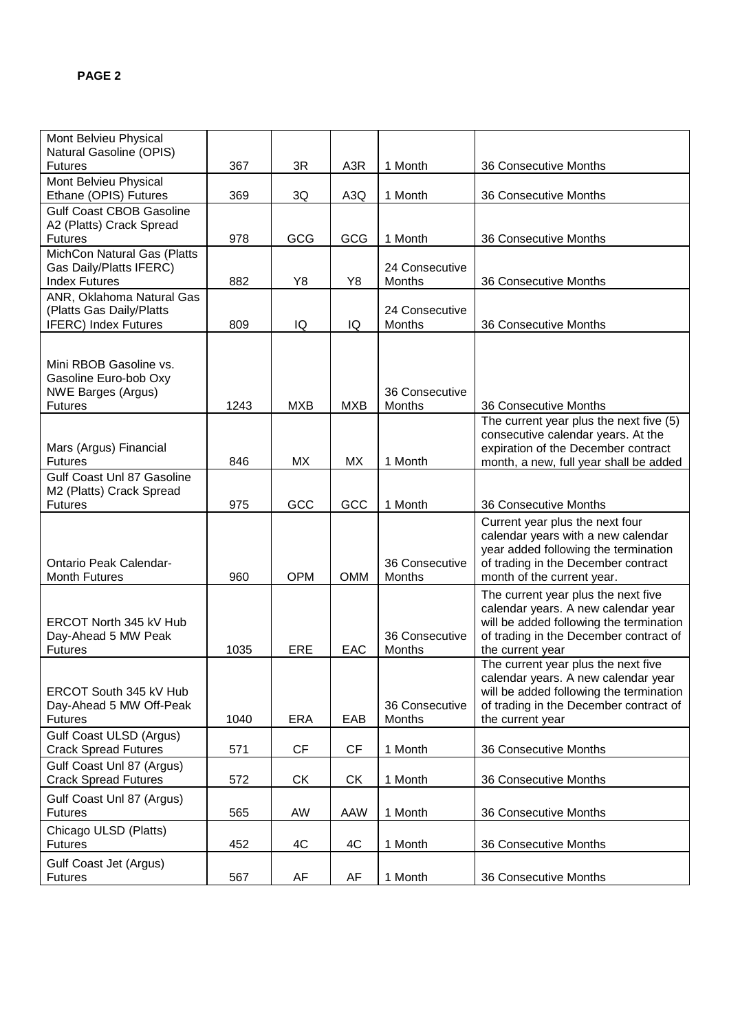**PAGE 2**

| | | | | | |
|---|---|---|---|---|---|
| Mont Belvieu Physical Natural Gasoline (OPIS) Futures | 367 | 3R | A3R | 1 Month | 36 Consecutive Months |
| Mont Belvieu Physical Ethane (OPIS) Futures | 369 | 3Q | A3Q | 1 Month | 36 Consecutive Months |
| Gulf Coast CBOB Gasoline A2 (Platts) Crack Spread Futures | 978 | GCG | GCG | 1 Month | 36 Consecutive Months |
| MichCon Natural Gas (Platts Gas Daily/Platts IFERC) Index Futures | 882 | Y8 | Y8 | 24 Consecutive Months | 36 Consecutive Months |
| ANR, Oklahoma Natural Gas (Platts Gas Daily/Platts IFERC) Index Futures | 809 | IQ | IQ | 24 Consecutive Months | 36 Consecutive Months |
| Mini RBOB Gasoline vs. Gasoline Euro-bob Oxy NWE Barges (Argus) Futures | 1243 | MXB | MXB | 36 Consecutive Months | 36 Consecutive Months |
| Mars (Argus) Financial Futures | 846 | MX | MX | 1 Month | The current year plus the next five (5) consecutive calendar years. At the expiration of the December contract month, a new, full year shall be added |
| Gulf Coast Unl 87 Gasoline M2 (Platts) Crack Spread Futures | 975 | GCC | GCC | 1 Month | 36 Consecutive Months |
| Ontario Peak Calendar-Month Futures | 960 | OPM | OMM | 36 Consecutive Months | Current year plus the next four calendar years with a new calendar year added following the termination of trading in the December contract month of the current year. |
| ERCOT North 345 kV Hub Day-Ahead 5 MW Peak Futures | 1035 | ERE | EAC | 36 Consecutive Months | The current year plus the next five calendar years. A new calendar year will be added following the termination of trading in the December contract of the current year |
| ERCOT South 345 kV Hub Day-Ahead 5 MW Off-Peak Futures | 1040 | ERA | EAB | 36 Consecutive Months | The current year plus the next five calendar years. A new calendar year will be added following the termination of trading in the December contract of the current year |
| Gulf Coast ULSD (Argus) Crack Spread Futures | 571 | CF | CF | 1 Month | 36 Consecutive Months |
| Gulf Coast Unl 87 (Argus) Crack Spread Futures | 572 | CK | CK | 1 Month | 36 Consecutive Months |
| Gulf Coast Unl 87 (Argus) Futures | 565 | AW | AAW | 1 Month | 36 Consecutive Months |
| Chicago ULSD (Platts) Futures | 452 | 4C | 4C | 1 Month | 36 Consecutive Months |
| Gulf Coast Jet (Argus) Futures | 567 | AF | AF | 1 Month | 36 Consecutive Months |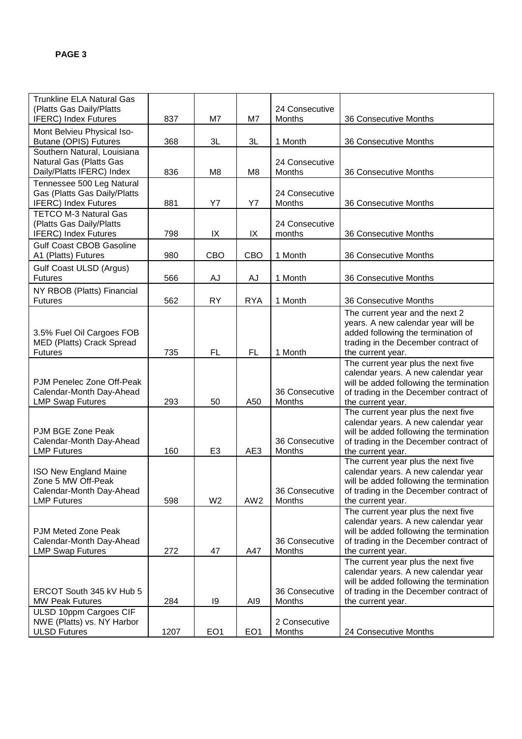| Trunkline ELA Natural Gas (Platts Gas Daily/Platts IFERC) Index Futures | 837 | M7 | M7 | 24 Consecutive Months | 36 Consecutive Months |
|---|---|---|---|---|---|
| Mont Belvieu Physical Iso-Butane (OPIS) Futures | 368 | 3L | 3L | 1 Month | 36 Consecutive Months |
| Southern Natural, Louisiana Natural Gas (Platts Gas Daily/Platts IFERC) Index | 836 | M8 | M8 | 24 Consecutive Months | 36 Consecutive Months |
| Tennessee 500 Leg Natural Gas (Platts Gas Daily/Platts IFERC) Index Futures | 881 | Y7 | Y7 | 24 Consecutive Months | 36 Consecutive Months |
| TETCO M-3 Natural Gas (Platts Gas Daily/Platts IFERC) Index Futures | 798 | IX | IX | 24 Consecutive months | 36 Consecutive Months |
| Gulf Coast CBOB Gasoline A1 (Platts) Futures | 980 | CBO | CBO | 1 Month | 36 Consecutive Months |
| Gulf Coast ULSD (Argus) Futures | 566 | AJ | AJ | 1 Month | 36 Consecutive Months |
| NY RBOB (Platts) Financial Futures | 562 | RY | RYA | 1 Month | 36 Consecutive Months |
| 3.5% Fuel Oil Cargoes FOB MED (Platts) Crack Spread Futures | 735 | FL | FL | 1 Month | The current year and the next 2 years. A new calendar year will be added following the termination of trading in the December contract of the current year. |
| PJM Penelec Zone Off-Peak Calendar-Month Day-Ahead LMP Swap Futures | 293 | 50 | A50 | 36 Consecutive Months | The current year plus the next five calendar years. A new calendar year will be added following the termination of trading in the December contract of the current year. |
| PJM BGE Zone Peak Calendar-Month Day-Ahead LMP Futures | 160 | E3 | AE3 | 36 Consecutive Months | The current year plus the next five calendar years. A new calendar year will be added following the termination of trading in the December contract of the current year. |
| ISO New England Maine Zone 5 MW Off-Peak Calendar-Month Day-Ahead LMP Futures | 598 | W2 | AW2 | 36 Consecutive Months | The current year plus the next five calendar years. A new calendar year will be added following the termination of trading in the December contract of the current year. |
| PJM Meted Zone Peak Calendar-Month Day-Ahead LMP Swap Futures | 272 | 47 | A47 | 36 Consecutive Months | The current year plus the next five calendar years. A new calendar year will be added following the termination of trading in the December contract of the current year. |
| ERCOT South 345 kV Hub 5 MW Peak Futures | 284 | I9 | AI9 | 36 Consecutive Months | The current year plus the next five calendar years. A new calendar year will be added following the termination of trading in the December contract of the current year. |
| ULSD 10ppm Cargoes CIF NWE (Platts) vs. NY Harbor ULSD Futures | 1207 | EO1 | EO1 | 2 Consecutive Months | 24 Consecutive Months |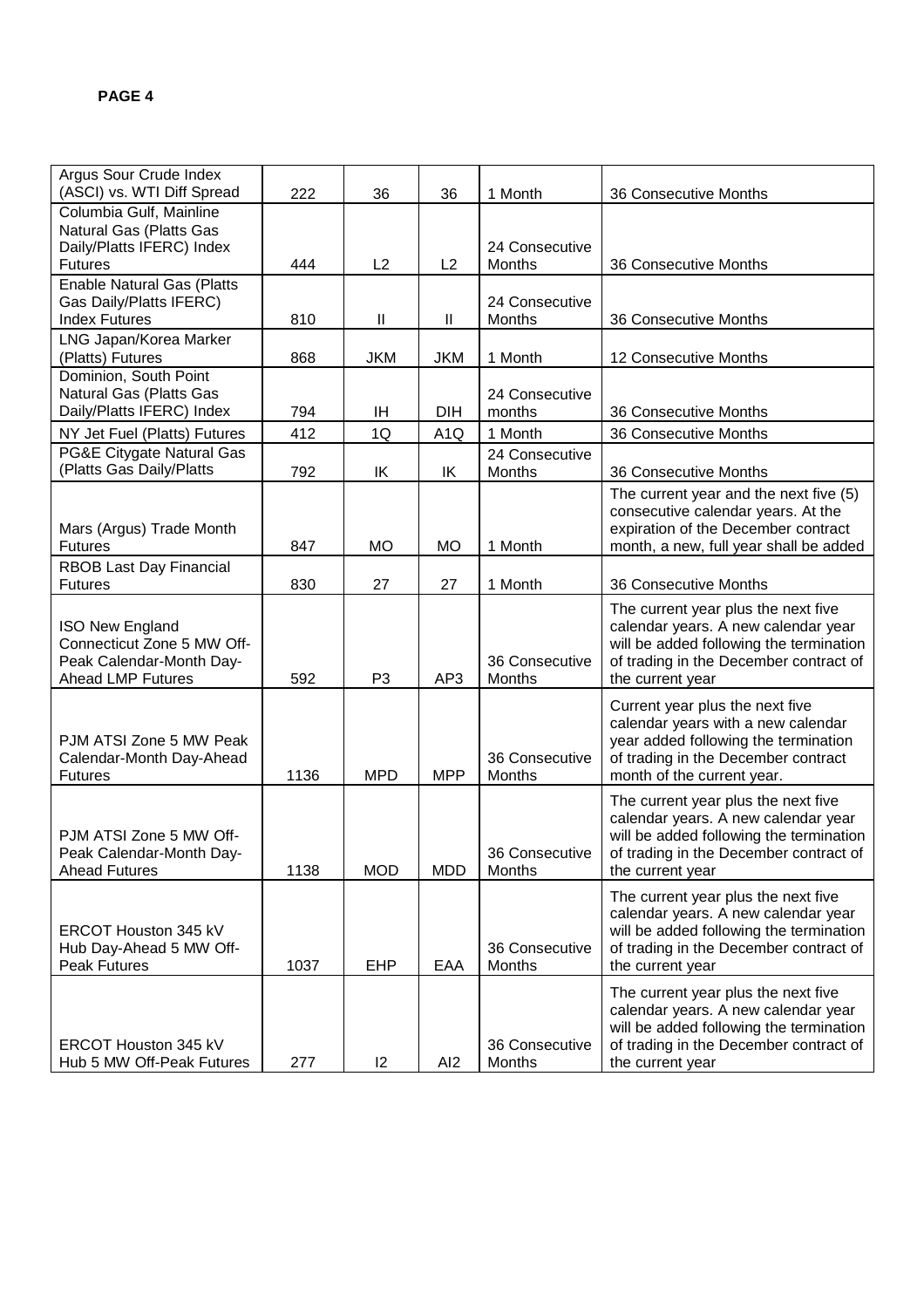**PAGE 4**

| | | | | | |
|---|---|---|---|---|---|
| Argus Sour Crude Index (ASCI) vs. WTI Diff Spread | 222 | 36 | 36 | 1 Month | 36 Consecutive Months |
| Columbia Gulf, Mainline Natural Gas (Platts Gas Daily/Platts IFERC) Index Futures | 444 | L2 | L2 | 24 Consecutive Months | 36 Consecutive Months |
| Enable Natural Gas (Platts Gas Daily/Platts IFERC) Index Futures | 810 | II | II | 24 Consecutive Months | 36 Consecutive Months |
| LNG Japan/Korea Marker (Platts) Futures | 868 | JKM | JKM | 1 Month | 12 Consecutive Months |
| Dominion, South Point Natural Gas (Platts Gas Daily/Platts IFERC) Index | 794 | IH | DIH | 24 Consecutive months | 36 Consecutive Months |
| NY Jet Fuel (Platts) Futures | 412 | 1Q | A1Q | 1 Month | 36 Consecutive Months |
| PG&E Citygate Natural Gas (Platts Gas Daily/Platts | 792 | IK | IK | 24 Consecutive Months | 36 Consecutive Months |
| Mars (Argus) Trade Month Futures | 847 | MO | MO | 1 Month | The current year and the next five (5) consecutive calendar years. At the expiration of the December contract month, a new, full year shall be added |
| RBOB Last Day Financial Futures | 830 | 27 | 27 | 1 Month | 36 Consecutive Months |
| ISO New England Connecticut Zone 5 MW Off-Peak Calendar-Month Day-Ahead LMP Futures | 592 | P3 | AP3 | 36 Consecutive Months | The current year plus the next five calendar years. A new calendar year will be added following the termination of trading in the December contract of the current year |
| PJM ATSI Zone 5 MW Peak Calendar-Month Day-Ahead Futures | 1136 | MPD | MPP | 36 Consecutive Months | Current year plus the next five calendar years with a new calendar year added following the termination of trading in the December contract month of the current year. |
| PJM ATSI Zone 5 MW Off-Peak Calendar-Month Day-Ahead Futures | 1138 | MOD | MDD | 36 Consecutive Months | The current year plus the next five calendar years. A new calendar year will be added following the termination of trading in the December contract of the current year |
| ERCOT Houston 345 kV Hub Day-Ahead 5 MW Off-Peak Futures | 1037 | EHP | EAA | 36 Consecutive Months | The current year plus the next five calendar years. A new calendar year will be added following the termination of trading in the December contract of the current year |
| ERCOT Houston 345 kV Hub 5 MW Off-Peak Futures | 277 | I2 | AI2 | 36 Consecutive Months | The current year plus the next five calendar years. A new calendar year will be added following the termination of trading in the December contract of the current year |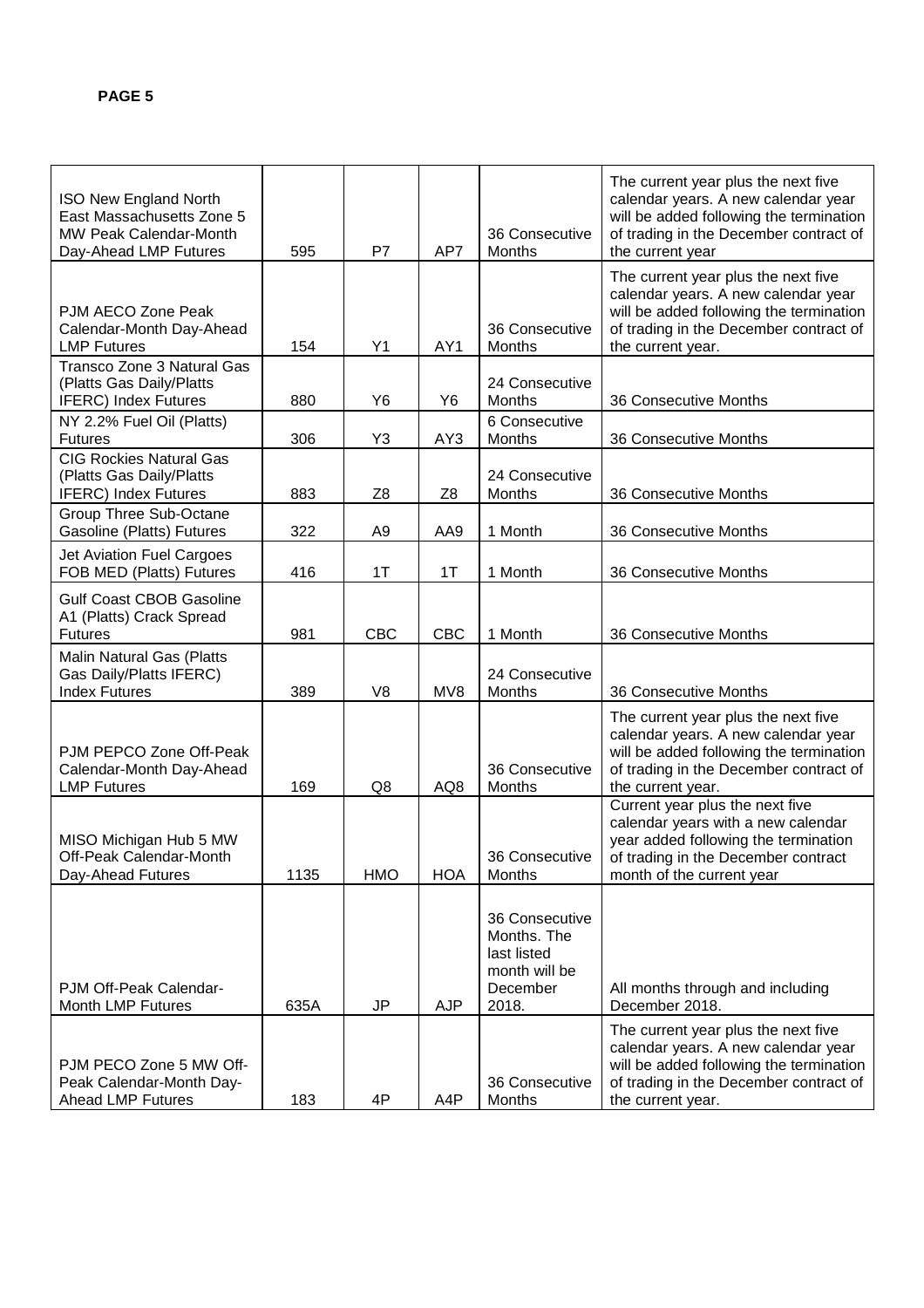| | | | | | |
|---|---|---|---|---|---|
| ISO New England North East Massachusetts Zone 5 MW Peak Calendar-Month Day-Ahead LMP Futures | 595 | P7 | AP7 | 36 Consecutive Months | The current year plus the next five calendar years. A new calendar year will be added following the termination of trading in the December contract of the current year |
| PJM AECO Zone Peak Calendar-Month Day-Ahead LMP Futures | 154 | Y1 | AY1 | 36 Consecutive Months | The current year plus the next five calendar years. A new calendar year will be added following the termination of trading in the December contract of the current year. |
| Transco Zone 3 Natural Gas (Platts Gas Daily/Platts IFERC) Index Futures | 880 | Y6 | Y6 | 24 Consecutive Months | 36 Consecutive Months |
| NY 2.2% Fuel Oil (Platts) Futures | 306 | Y3 | AY3 | 6 Consecutive Months | 36 Consecutive Months |
| CIG Rockies Natural Gas (Platts Gas Daily/Platts IFERC) Index Futures | 883 | Z8 | Z8 | 24 Consecutive Months | 36 Consecutive Months |
| Group Three Sub-Octane Gasoline (Platts) Futures | 322 | A9 | AA9 | 1 Month | 36 Consecutive Months |
| Jet Aviation Fuel Cargoes FOB MED (Platts) Futures | 416 | 1T | 1T | 1 Month | 36 Consecutive Months |
| Gulf Coast CBOB Gasoline A1 (Platts) Crack Spread Futures | 981 | CBC | CBC | 1 Month | 36 Consecutive Months |
| Malin Natural Gas (Platts Gas Daily/Platts IFERC) Index Futures | 389 | V8 | MV8 | 24 Consecutive Months | 36 Consecutive Months |
| PJM PEPCO Zone Off-Peak Calendar-Month Day-Ahead LMP Futures | 169 | Q8 | AQ8 | 36 Consecutive Months | The current year plus the next five calendar years. A new calendar year will be added following the termination of trading in the December contract of the current year. |
| MISO Michigan Hub 5 MW Off-Peak Calendar-Month Day-Ahead Futures | 1135 | HMO | HOA | 36 Consecutive Months | Current year plus the next five calendar years with a new calendar year added following the termination of trading in the December contract month of the current year |
| PJM Off-Peak Calendar-Month LMP Futures | 635A | JP | AJP | 36 Consecutive Months. The last listed month will be December 2018. | All months through and including December 2018. |
| PJM PECO Zone 5 MW Off-Peak Calendar-Month Day-Ahead LMP Futures | 183 | 4P | A4P | 36 Consecutive Months | The current year plus the next five calendar years. A new calendar year will be added following the termination of trading in the December contract of the current year. |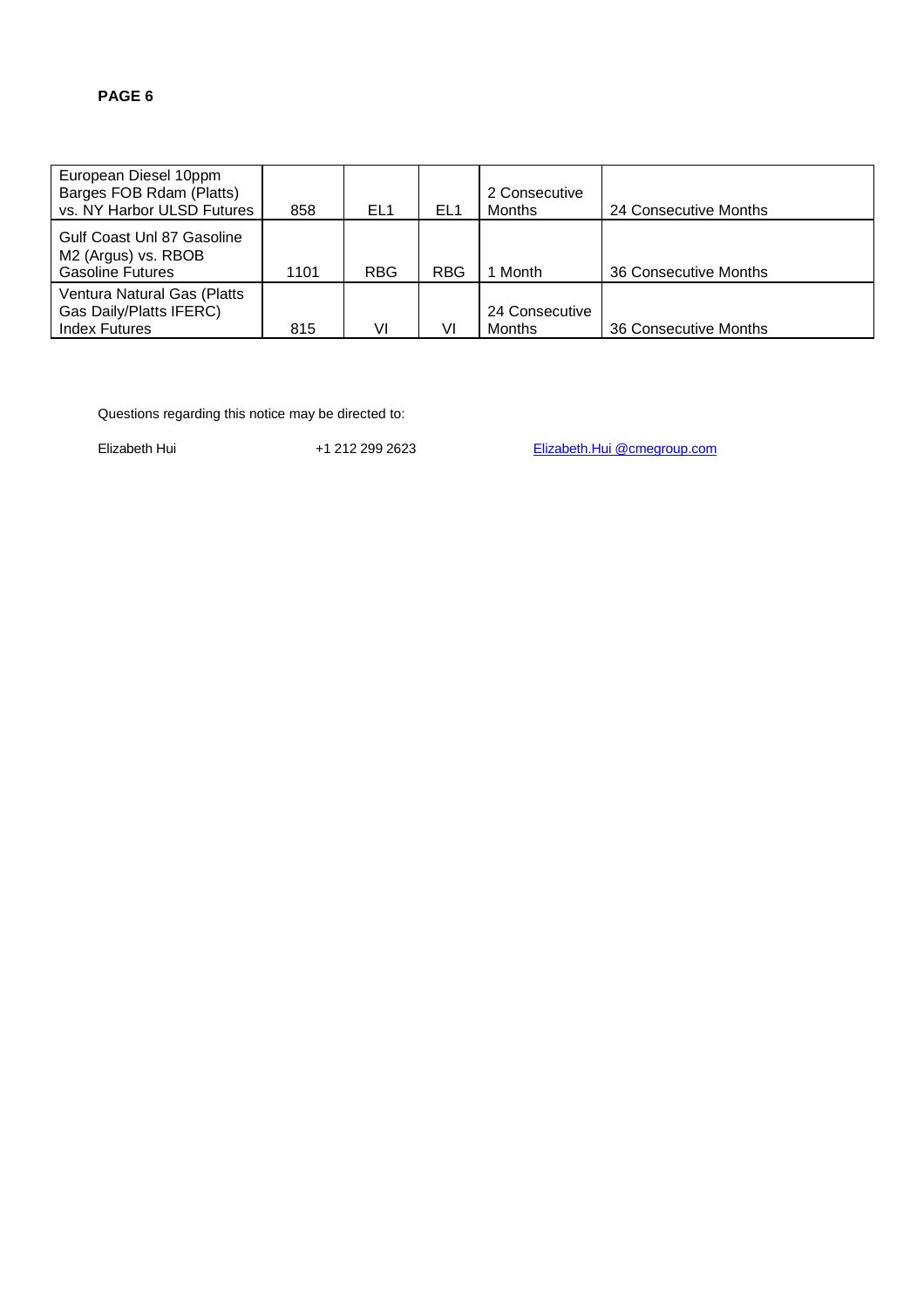| | | | | | |
|---|---|---|---|---|---|
| European Diesel 10ppm Barges FOB Rdam (Platts) vs. NY Harbor ULSD Futures | 858 | EL1 | EL1 | 2 Consecutive Months | 24 Consecutive Months |
| Gulf Coast Unl 87 Gasoline M2 (Argus) vs. RBOB Gasoline Futures | 1101 | RBG | RBG | 1 Month | 36 Consecutive Months |
| Ventura Natural Gas (Platts Gas Daily/Platts IFERC) Index Futures | 815 | VI | VI | 24 Consecutive Months | 36 Consecutive Months |

Questions regarding this notice may be directed to:

Elizabeth Hui +1 212 299 2623 Elizabeth.Hui @cmegroup.com